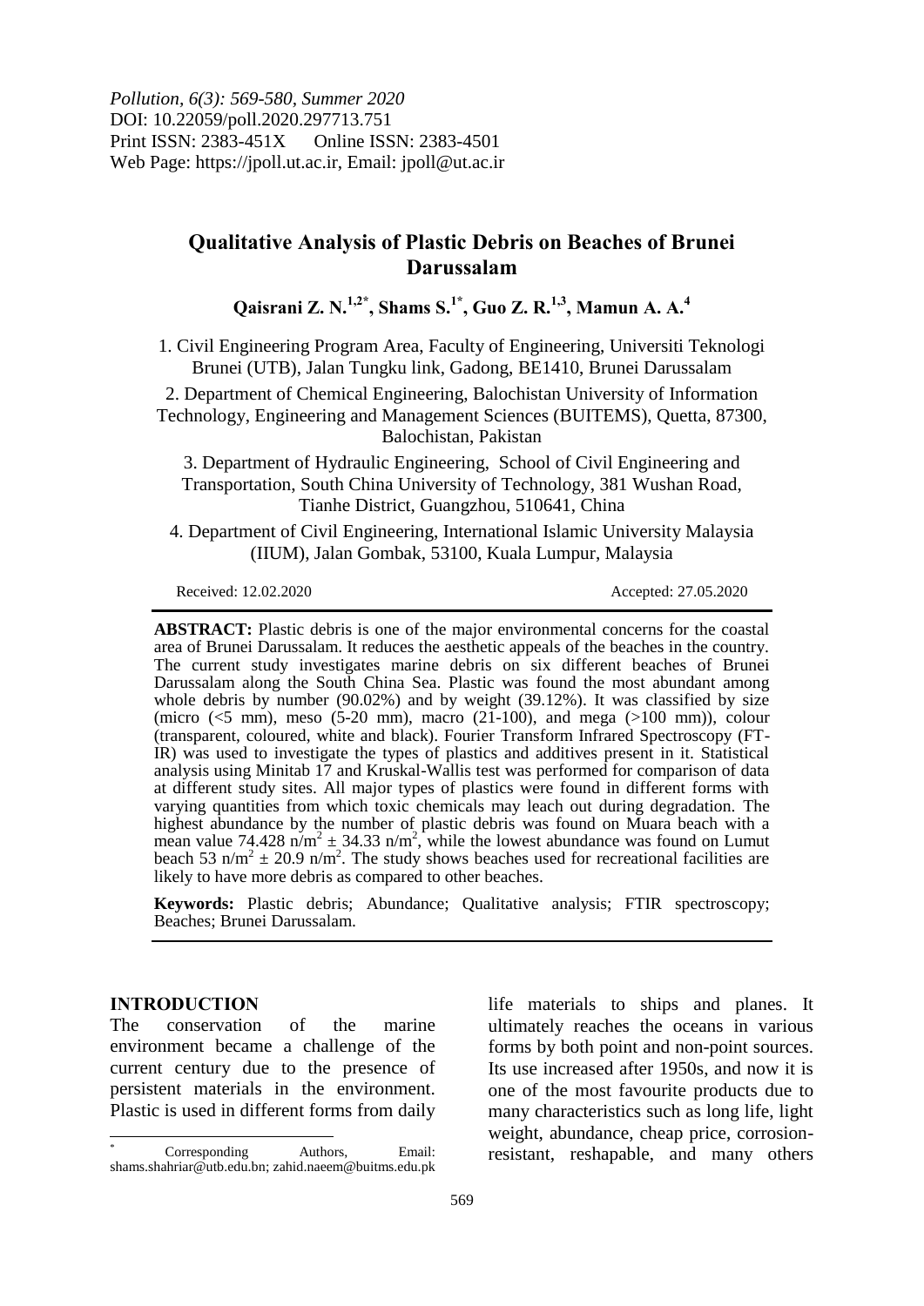*Pollution, 6(3): 569-580, Summer 2020*
DOI: 10.22059/poll.2020.297713.751
Print ISSN: 2383-451X Online ISSN: 2383-4501
Web Page: https://jpoll.ut.ac.ir, Email: jpoll@ut.ac.ir

# Qualitative Analysis of Plastic Debris on Beaches of Brunei Darussalam

**Qaisrani Z. N.[1,2*], Shams S.[1*], Guo Z. R.[1,3], Mamun A. A.[4]**

1. Civil Engineering Program Area, Faculty of Engineering, Universiti Teknologi Brunei (UTB), Jalan Tungku link, Gadong, BE1410, Brunei Darussalam

2. Department of Chemical Engineering, Balochistan University of Information Technology, Engineering and Management Sciences (BUITEMS), Quetta, 87300, Balochistan, Pakistan

3. Department of Hydraulic Engineering, School of Civil Engineering and Transportation, South China University of Technology, 381 Wushan Road, Tianhe District, Guangzhou, 510641, China

4. Department of Civil Engineering, International Islamic University Malaysia (IIUM), Jalan Gombak, 53100, Kuala Lumpur, Malaysia

Received: 12.02.2020 Accepted: 27.05.2020

**ABSTRACT:** Plastic debris is one of the major environmental concerns for the coastal area of Brunei Darussalam. It reduces the aesthetic appeals of the beaches in the country. The current study investigates marine debris on six different beaches of Brunei Darussalam along the South China Sea. Plastic was found the most abundant among whole debris by number (90.02%) and by weight (39.12%). It was classified by size (micro (<5 mm), meso (5-20 mm), macro (21-100), and mega (>100 mm)), colour (transparent, coloured, white and black). Fourier Transform Infrared Spectroscopy (FT-IR) was used to investigate the types of plastics and additives present in it. Statistical analysis using Minitab 17 and Kruskal-Wallis test was performed for comparison of data at different study sites. All major types of plastics were found in different forms with varying quantities from which toxic chemicals may leach out during degradation. The highest abundance by the number of plastic debris was found on Muara beach with a mean value 74.428 $n/m^2 \pm 34.33$ $n/m^2$, while the lowest abundance was found on Lumut beach 53 $n/m^2 \pm 20.9$ $n/m^2$. The study shows beaches used for recreational facilities are likely to have more debris as compared to other beaches.

**Keywords:** Plastic debris; Abundance; Qualitative analysis; FTIR spectroscopy; Beaches; Brunei Darussalam.

## INTRODUCTION

The conservation of the marine environment became a challenge of the current century due to the presence of persistent materials in the environment. Plastic is used in different forms from daily life materials to ships and planes. It ultimately reaches the oceans in various forms by both point and non-point sources. Its use increased after 1950s, and now it is one of the most favourite products due to many characteristics such as long life, light weight, abundance, cheap price, corrosion-resistant, reshapable, and many others

---

[*] Corresponding Authors, Email: shams.shahriar@utb.edu.bn; zahid.naeem@buitms.edu.pk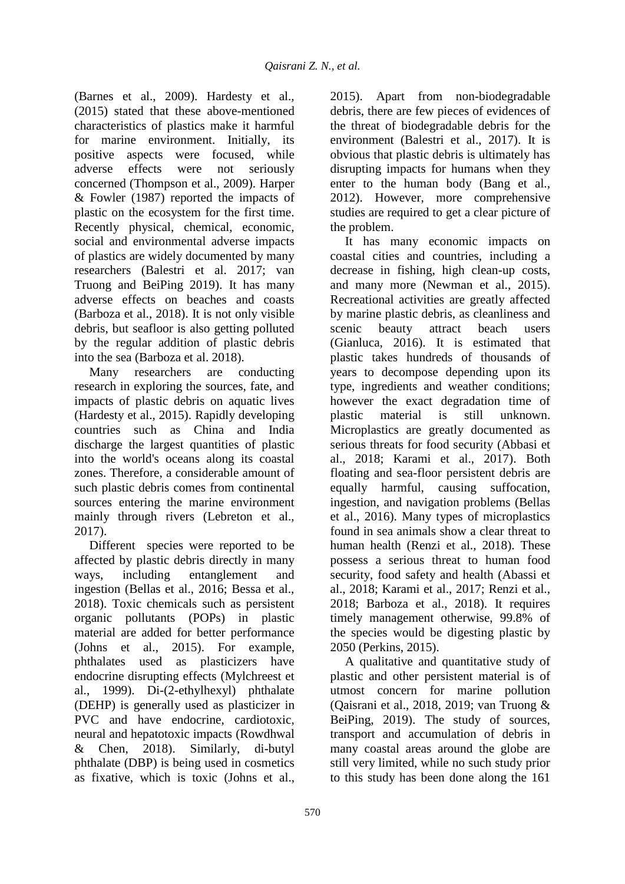(Barnes et al., 2009). Hardesty et al., (2015) stated that these above-mentioned characteristics of plastics make it harmful for marine environment. Initially, its positive aspects were focused, while adverse effects were not seriously concerned (Thompson et al., 2009). Harper & Fowler (1987) reported the impacts of plastic on the ecosystem for the first time. Recently physical, chemical, economic, social and environmental adverse impacts of plastics are widely documented by many researchers (Balestri et al. 2017; van Truong and BeiPing 2019). It has many adverse effects on beaches and coasts (Barboza et al., 2018). It is not only visible debris, but seafloor is also getting polluted by the regular addition of plastic debris into the sea (Barboza et al. 2018).

Many researchers are conducting research in exploring the sources, fate, and impacts of plastic debris on aquatic lives (Hardesty et al., 2015). Rapidly developing countries such as China and India discharge the largest quantities of plastic into the world's oceans along its coastal zones. Therefore, a considerable amount of such plastic debris comes from continental sources entering the marine environment mainly through rivers (Lebreton et al., 2017).

Different species were reported to be affected by plastic debris directly in many ways, including entanglement and ingestion (Bellas et al., 2016; Bessa et al., 2018). Toxic chemicals such as persistent organic pollutants (POPs) in plastic material are added for better performance (Johns et al., 2015). For example, phthalates used as plasticizers have endocrine disrupting effects (Mylchreest et al., 1999). Di-(2-ethylhexyl) phthalate (DEHP) is generally used as plasticizer in PVC and have endocrine, cardiotoxic, neural and hepatotoxic impacts (Rowdhwal & Chen, 2018). Similarly, di-butyl phthalate (DBP) is being used in cosmetics as fixative, which is toxic (Johns et al., 2015). Apart from non-biodegradable debris, there are few pieces of evidences of the threat of biodegradable debris for the environment (Balestri et al., 2017). It is obvious that plastic debris is ultimately has disrupting impacts for humans when they enter to the human body (Bang et al., 2012). However, more comprehensive studies are required to get a clear picture of the problem.

It has many economic impacts on coastal cities and countries, including a decrease in fishing, high clean-up costs, and many more (Newman et al., 2015). Recreational activities are greatly affected by marine plastic debris, as cleanliness and scenic beauty attract beach users (Gianluca, 2016). It is estimated that plastic takes hundreds of thousands of years to decompose depending upon its type, ingredients and weather conditions; however the exact degradation time of plastic material is still unknown. Microplastics are greatly documented as serious threats for food security (Abbasi et al., 2018; Karami et al., 2017). Both floating and sea-floor persistent debris are equally harmful, causing suffocation, ingestion, and navigation problems (Bellas et al., 2016). Many types of microplastics found in sea animals show a clear threat to human health (Renzi et al., 2018). These possess a serious threat to human food security, food safety and health (Abassi et al., 2018; Karami et al., 2017; Renzi et al., 2018; Barboza et al., 2018). It requires timely management otherwise, 99.8% of the species would be digesting plastic by 2050 (Perkins, 2015).

A qualitative and quantitative study of plastic and other persistent material is of utmost concern for marine pollution (Qaisrani et al., 2018, 2019; van Truong & BeiPing, 2019). The study of sources, transport and accumulation of debris in many coastal areas around the globe are still very limited, while no such study prior to this study has been done along the 161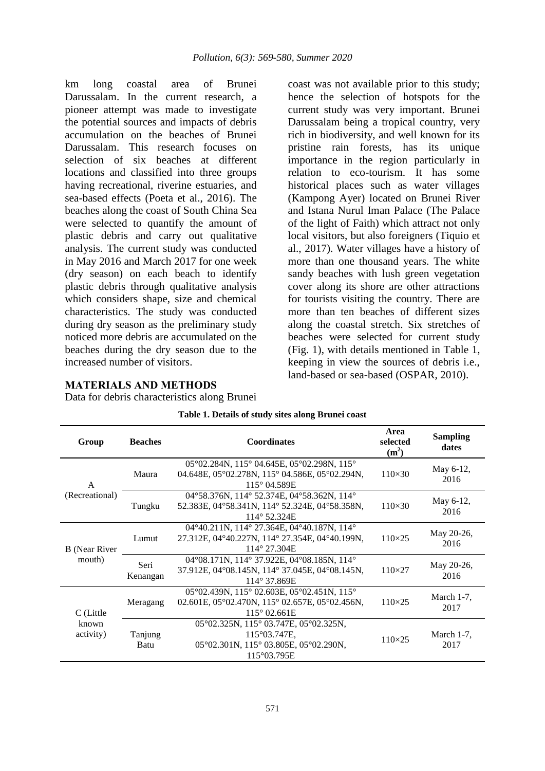km long coastal area of Brunei Darussalam. In the current research, a pioneer attempt was made to investigate the potential sources and impacts of debris accumulation on the beaches of Brunei Darussalam. This research focuses on selection of six beaches at different locations and classified into three groups having recreational, riverine estuaries, and sea-based effects (Poeta et al., 2016). The beaches along the coast of South China Sea were selected to quantify the amount of plastic debris and carry out qualitative analysis. The current study was conducted in May 2016 and March 2017 for one week (dry season) on each beach to identify plastic debris through qualitative analysis which considers shape, size and chemical characteristics. The study was conducted during dry season as the preliminary study noticed more debris are accumulated on the beaches during the dry season due to the increased number of visitors.

## MATERIALS AND METHODS

Data for debris characteristics along Brunei coast was not available prior to this study; hence the selection of hotspots for the current study was very important. Brunei Darussalam being a tropical country, very rich in biodiversity, and well known for its pristine rain forests, has its unique importance in the region particularly in relation to eco-tourism. It has some historical places such as water villages (Kampong Ayer) located on Brunei River and Istana Nurul Iman Palace (The Palace of the light of Faith) which attract not only local visitors, but also foreigners (Tiquio et al., 2017). Water villages have a history of more than one thousand years. The white sandy beaches with lush green vegetation cover along its shore are other attractions for tourists visiting the country. There are more than ten beaches of different sizes along the coastal stretch. Six stretches of beaches were selected for current study (Fig. 1), with details mentioned in Table 1, keeping in view the sources of debris i.e., land-based or sea-based (OSPAR, 2010).

**Table 1. Details of study sites along Brunei coast**

| Group | Beaches | Coordinates | Area selected ($m^2$) | Sampling dates |
|---|---|---|---|---|
| A (Recreational) | Maura | 05°02.284N, 115° 04.645E, 05°02.298N, 115° 04.648E, 05°02.278N, 115° 04.586E, 05°02.294N, 115° 04.589E | 110×30 | May 6-12, 2016 |
| | Tungku | 04°58.376N, 114° 52.374E, 04°58.362N, 114° 52.383E, 04°58.341N, 114° 52.324E, 04°58.358N, 114° 52.324E | 110×30 | May 6-12, 2016 |
| B (Near River mouth) | Lumut | 04°40.211N, 114° 27.364E, 04°40.187N, 114° 27.312E, 04°40.227N, 114° 27.354E, 04°40.199N, 114° 27.304E | 110×25 | May 20-26, 2016 |
| | Seri Kenangan | 04°08.171N, 114° 37.922E, 04°08.185N, 114° 37.912E, 04°08.145N, 114° 37.045E, 04°08.145N, 114° 37.869E | 110×27 | May 20-26, 2016 |
| C (Little known activity) | Meragang | 05°02.439N, 115° 02.603E, 05°02.451N, 115° 02.601E, 05°02.470N, 115° 02.657E, 05°02.456N, 115° 02.661E | 110×25 | March 1-7, 2017 |
| | Tanjung Batu | 05°02.325N, 115° 03.747E, 05°02.325N, 115°03.747E, 05°02.301N, 115° 03.805E, 05°02.290N, 115°03.795E | 110×25 | March 1-7, 2017 |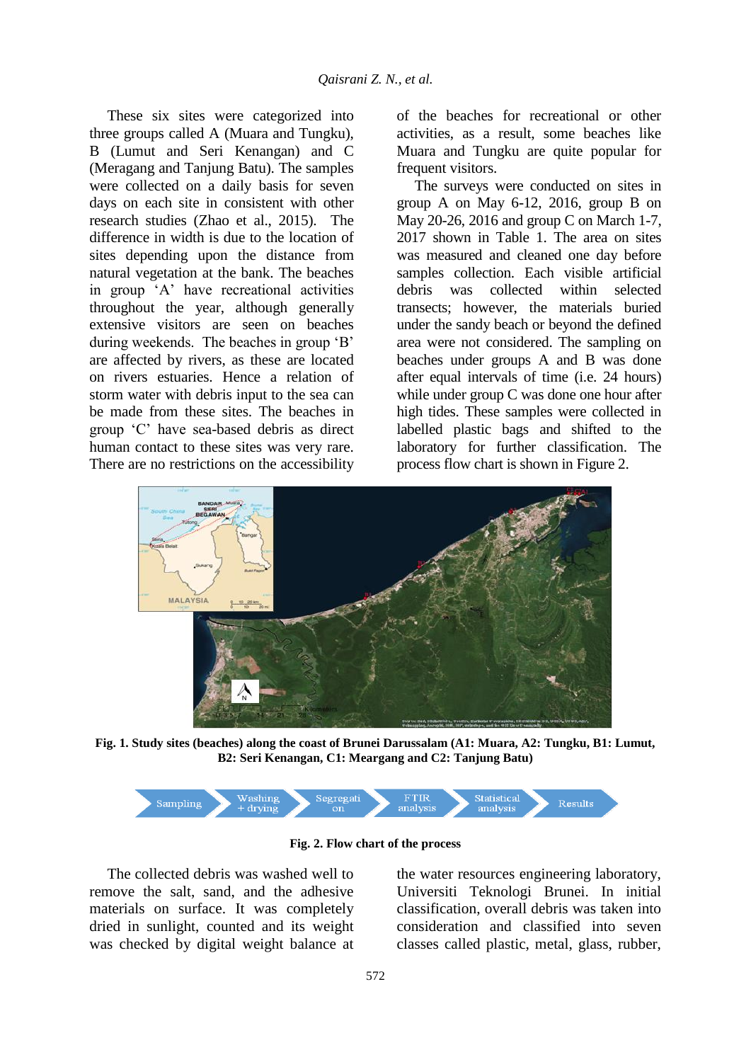These six sites were categorized into three groups called A (Muara and Tungku), B (Lumut and Seri Kenangan) and C (Meragang and Tanjung Batu). The samples were collected on a daily basis for seven days on each site in consistent with other research studies (Zhao et al., 2015). The difference in width is due to the location of sites depending upon the distance from natural vegetation at the bank. The beaches in group 'A' have recreational activities throughout the year, although generally extensive visitors are seen on beaches during weekends. The beaches in group 'B' are affected by rivers, as these are located on rivers estuaries. Hence a relation of storm water with debris input to the sea can be made from these sites. The beaches in group 'C' have sea-based debris as direct human contact to these sites was very rare. There are no restrictions on the accessibility of the beaches for recreational or other activities, as a result, some beaches like Muara and Tungku are quite popular for frequent visitors.

The surveys were conducted on sites in group A on May 6-12, 2016, group B on May 20-26, 2016 and group C on March 1-7, 2017 shown in Table 1. The area on sites was measured and cleaned one day before samples collection. Each visible artificial debris was collected within selected transects; however, the materials buried under the sandy beach or beyond the defined area were not considered. The sampling on beaches under groups A and B was done after equal intervals of time (i.e. 24 hours) while under group C was done one hour after high tides. These samples were collected in labelled plastic bags and shifted to the laboratory for further classification. The process flow chart is shown in Figure 2.

**Fig. 1. Study sites (beaches) along the coast of Brunei Darussalam (A1: Muara, A2: Tungku, B1: Lumut, B2: Seri Kenangan, C1: Meargang and C2: Tanjung Batu)**

Sampling → Washing + drying → Segregation → FTIR analysis → Statistical analysis → Results

**Fig. 2. Flow chart of the process**

The collected debris was washed well to remove the salt, sand, and the adhesive materials on surface. It was completely dried in sunlight, counted and its weight was checked by digital weight balance at the water resources engineering laboratory, Universiti Teknologi Brunei. In initial classification, overall debris was taken into consideration and classified into seven classes called plastic, metal, glass, rubber,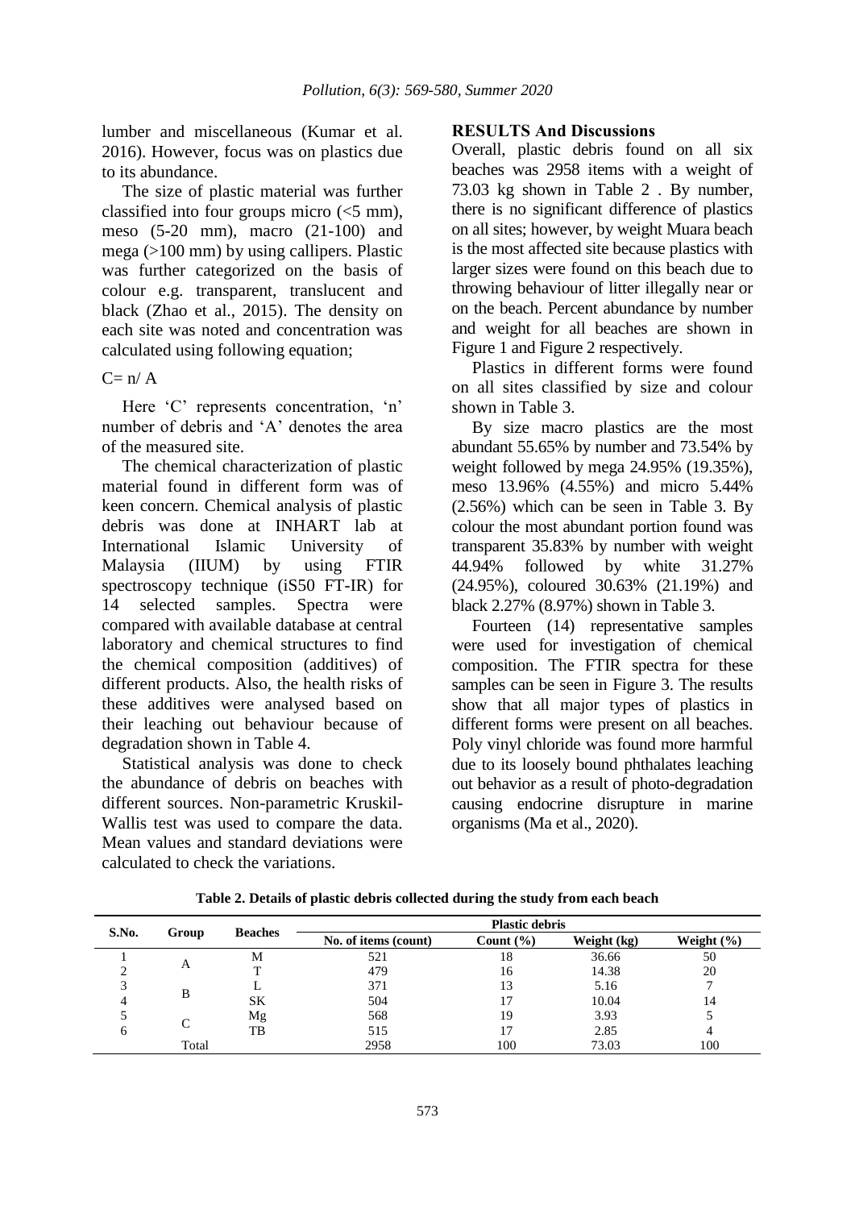lumber and miscellaneous (Kumar et al. 2016). However, focus was on plastics due to its abundance.

The size of plastic material was further classified into four groups micro (<5 mm), meso (5-20 mm), macro (21-100) and mega (>100 mm) by using callipers. Plastic was further categorized on the basis of colour e.g. transparent, translucent and black (Zhao et al., 2015). The density on each site was noted and concentration was calculated using following equation;

$$C = n / A$$

Here 'C' represents concentration, 'n' number of debris and 'A' denotes the area of the measured site.

The chemical characterization of plastic material found in different form was of keen concern. Chemical analysis of plastic debris was done at INHART lab at International Islamic University of Malaysia (IIUM) by using FTIR spectroscopy technique (iS50 FT-IR) for 14 selected samples. Spectra were compared with available database at central laboratory and chemical structures to find the chemical composition (additives) of different products. Also, the health risks of these additives were analysed based on their leaching out behaviour because of degradation shown in Table 4.

Statistical analysis was done to check the abundance of debris on beaches with different sources. Non-parametric Kruskil-Wallis test was used to compare the data. Mean values and standard deviations were calculated to check the variations.

## RESULTS And Discussions

Overall, plastic debris found on all six beaches was 2958 items with a weight of 73.03 kg shown in Table 2 . By number, there is no significant difference of plastics on all sites; however, by weight Muara beach is the most affected site because plastics with larger sizes were found on this beach due to throwing behaviour of litter illegally near or on the beach. Percent abundance by number and weight for all beaches are shown in Figure 1 and Figure 2 respectively.

Plastics in different forms were found on all sites classified by size and colour shown in Table 3.

By size macro plastics are the most abundant 55.65% by number and 73.54% by weight followed by mega 24.95% (19.35%), meso 13.96% (4.55%) and micro 5.44% (2.56%) which can be seen in Table 3. By colour the most abundant portion found was transparent 35.83% by number with weight 44.94% followed by white 31.27% (24.95%), coloured 30.63% (21.19%) and black 2.27% (8.97%) shown in Table 3.

Fourteen (14) representative samples were used for investigation of chemical composition. The FTIR spectra for these samples can be seen in Figure 3. The results show that all major types of plastics in different forms were present on all beaches. Poly vinyl chloride was found more harmful due to its loosely bound phthalates leaching out behavior as a result of photo-degradation causing endocrine disrupture in marine organisms (Ma et al., 2020).

**Table 2. Details of plastic debris collected during the study from each beach**

| S.No. | Group | Beaches | Plastic debris | | | |
|---|---|---|---|---|---|---|
| | | | No. of items (count) | Count (%) | Weight (kg) | Weight (%) |
| 1 | A | M | 521 | 18 | 36.66 | 50 |
| 2 | | T | 479 | 16 | 14.38 | 20 |
| 3 | B | L | 371 | 13 | 5.16 | 7 |
| 4 | | SK | 504 | 17 | 10.04 | 14 |
| 5 | C | Mg | 568 | 19 | 3.93 | 5 |
| 6 | | TB | 515 | 17 | 2.85 | 4 |
| | Total | | 2958 | 100 | 73.03 | 100 |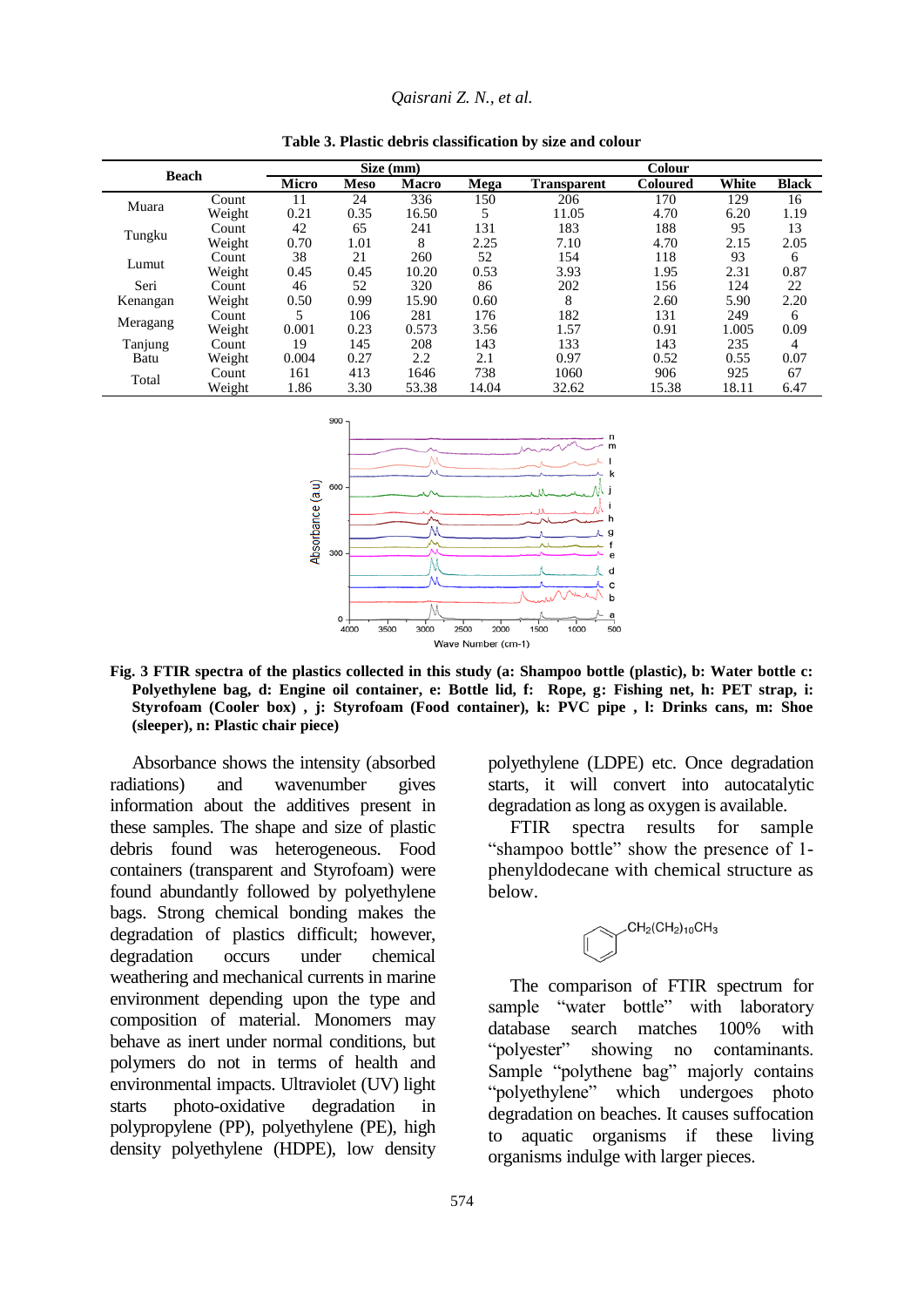**Table 3. Plastic debris classification by size and colour**

| Beach | | Size (mm) | | | | Colour | | | |
|---|---|---|---|---|---|---|---|---|---|
| | | Micro | Meso | Macro | Mega | Transparent | Coloured | White | Black |
| Muara | Count | 11 | 24 | 336 | 150 | 206 | 170 | 129 | 16 |
| | Weight | 0.21 | 0.35 | 16.50 | 5 | 11.05 | 4.70 | 6.20 | 1.19 |
| Tungku | Count | 42 | 65 | 241 | 131 | 183 | 188 | 95 | 13 |
| | Weight | 0.70 | 1.01 | 8 | 2.25 | 7.10 | 4.70 | 2.15 | 2.05 |
| Lumut | Count | 38 | 21 | 260 | 52 | 154 | 118 | 93 | 6 |
| | Weight | 0.45 | 0.45 | 10.20 | 0.53 | 3.93 | 1.95 | 2.31 | 0.87 |
| Seri Kenangan | Count | 46 | 52 | 320 | 86 | 202 | 156 | 124 | 22 |
| | Weight | 0.50 | 0.99 | 15.90 | 0.60 | 8 | 2.60 | 5.90 | 2.20 |
| Meragang | Count | 5 | 106 | 281 | 176 | 182 | 131 | 249 | 6 |
| | Weight | 0.001 | 0.23 | 0.573 | 3.56 | 1.57 | 0.91 | 1.005 | 0.09 |
| Tanjung Batu | Count | 19 | 145 | 208 | 143 | 133 | 143 | 235 | 4 |
| | Weight | 0.004 | 0.27 | 2.2 | 2.1 | 0.97 | 0.52 | 0.55 | 0.07 |
| Total | Count | 161 | 413 | 1646 | 738 | 1060 | 906 | 925 | 67 |
| | Weight | 1.86 | 3.30 | 53.38 | 14.04 | 32.62 | 15.38 | 18.11 | 6.47 |

**Fig. 3 FTIR spectra of the plastics collected in this study (a: Shampoo bottle (plastic), b: Water bottle c: Polyethylene bag, d: Engine oil container, e: Bottle lid, f: Rope, g: Fishing net, h: PET strap, i: Styrofoam (Cooler box) , j: Styrofoam (Food container), k: PVC pipe , l: Drinks cans, m: Shoe (sleeper), n: Plastic chair piece)**

Absorbance shows the intensity (absorbed radiations) and wavenumber gives information about the additives present in these samples. The shape and size of plastic debris found was heterogeneous. Food containers (transparent and Styrofoam) were found abundantly followed by polyethylene bags. Strong chemical bonding makes the degradation of plastics difficult; however, degradation occurs under chemical weathering and mechanical currents in marine environment depending upon the type and composition of material. Monomers may behave as inert under normal conditions, but polymers do not in terms of health and environmental impacts. Ultraviolet (UV) light starts photo-oxidative degradation in polypropylene (PP), polyethylene (PE), high density polyethylene (HDPE), low density polyethylene (LDPE) etc. Once degradation starts, it will convert into autocatalytic degradation as long as oxygen is available.

FTIR spectra results for sample "shampoo bottle" show the presence of 1-phenyldodecane with chemical structure as below.

$$C_6H_5-CH_2(CH_2)_{10}CH_3$$

The comparison of FTIR spectrum for sample "water bottle" with laboratory database search matches 100% with "polyester" showing no contaminants. Sample "polythene bag" majorly contains "polyethylene" which undergoes photo degradation on beaches. It causes suffocation to aquatic organisms if these living organisms indulge with larger pieces.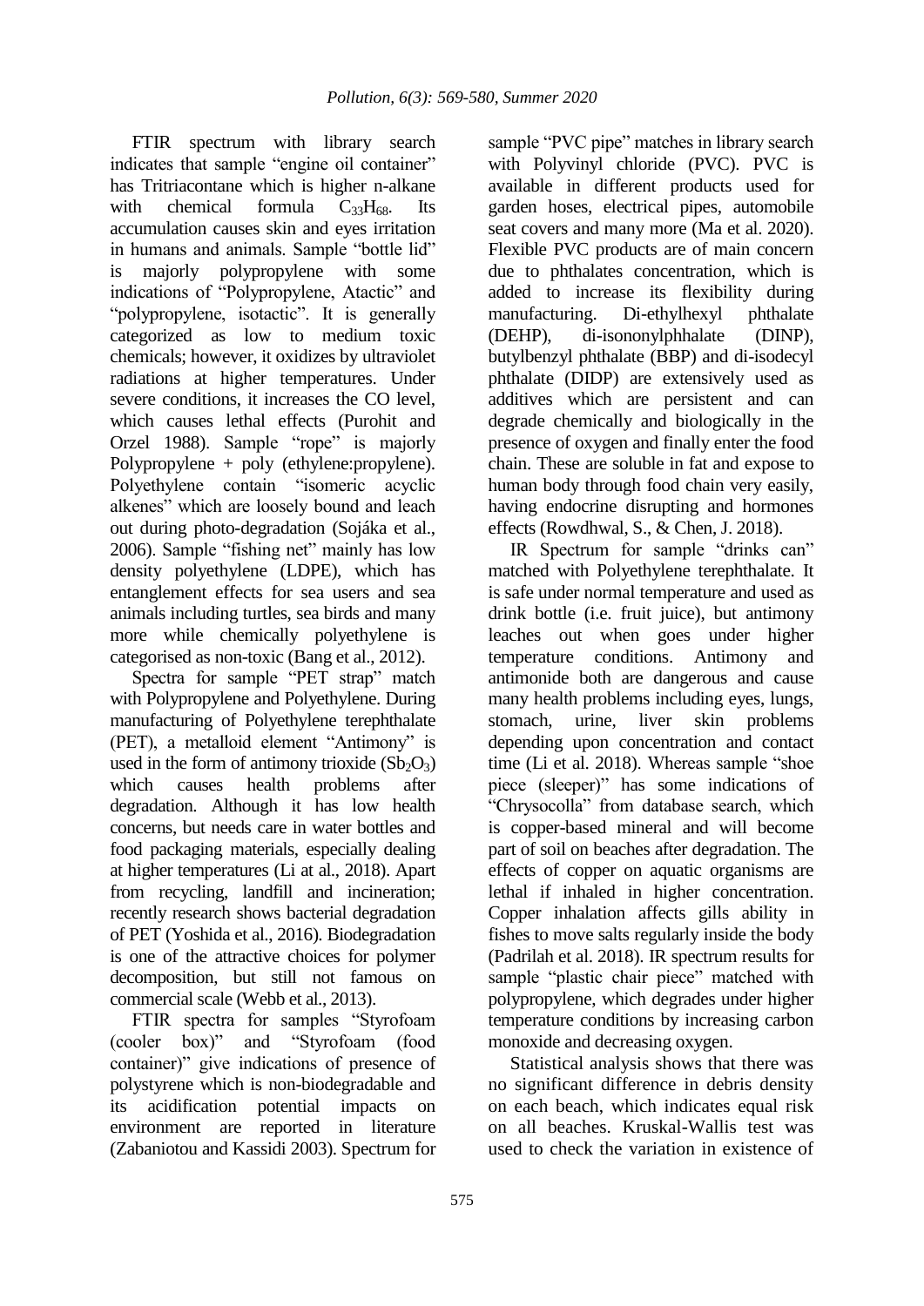FTIR spectrum with library search indicates that sample "engine oil container" has Tritriacontane which is higher n-alkane with chemical formula $C_{33}H_{68}$. Its accumulation causes skin and eyes irritation in humans and animals. Sample "bottle lid" is majorly polypropylene with some indications of "Polypropylene, Atactic" and "polypropylene, isotactic". It is generally categorized as low to medium toxic chemicals; however, it oxidizes by ultraviolet radiations at higher temperatures. Under severe conditions, it increases the CO level, which causes lethal effects (Purohit and Orzel 1988). Sample "rope" is majorly Polypropylene + poly (ethylene:propylene). Polyethylene contain "isomeric acyclic alkenes" which are loosely bound and leach out during photo-degradation (Sojáka et al., 2006). Sample "fishing net" mainly has low density polyethylene (LDPE), which has entanglement effects for sea users and sea animals including turtles, sea birds and many more while chemically polyethylene is categorised as non-toxic (Bang et al., 2012).

Spectra for sample "PET strap" match with Polypropylene and Polyethylene. During manufacturing of Polyethylene terephthalate (PET), a metalloid element "Antimony" is used in the form of antimony trioxide ($Sb_2O_3$) which causes health problems after degradation. Although it has low health concerns, but needs care in water bottles and food packaging materials, especially dealing at higher temperatures (Li at al., 2018). Apart from recycling, landfill and incineration; recently research shows bacterial degradation of PET (Yoshida et al., 2016). Biodegradation is one of the attractive choices for polymer decomposition, but still not famous on commercial scale (Webb et al., 2013).

FTIR spectra for samples "Styrofoam (cooler box)" and "Styrofoam (food container)" give indications of presence of polystyrene which is non-biodegradable and its acidification potential impacts on environment are reported in literature (Zabaniotou and Kassidi 2003). Spectrum for sample "PVC pipe" matches in library search with Polyvinyl chloride (PVC). PVC is available in different products used for garden hoses, electrical pipes, automobile seat covers and many more (Ma et al. 2020). Flexible PVC products are of main concern due to phthalates concentration, which is added to increase its flexibility during manufacturing. Di-ethylhexyl phthalate (DEHP), di-isononylphhalate (DINP), butylbenzyl phthalate (BBP) and di-isodecyl phthalate (DIDP) are extensively used as additives which are persistent and can degrade chemically and biologically in the presence of oxygen and finally enter the food chain. These are soluble in fat and expose to human body through food chain very easily, having endocrine disrupting and hormones effects (Rowdhwal, S., & Chen, J. 2018).

IR Spectrum for sample "drinks can" matched with Polyethylene terephthalate. It is safe under normal temperature and used as drink bottle (i.e. fruit juice), but antimony leaches out when goes under higher temperature conditions. Antimony and antimonide both are dangerous and cause many health problems including eyes, lungs, stomach, urine, liver skin problems depending upon concentration and contact time (Li et al. 2018). Whereas sample "shoe piece (sleeper)" has some indications of "Chrysocolla" from database search, which is copper-based mineral and will become part of soil on beaches after degradation. The effects of copper on aquatic organisms are lethal if inhaled in higher concentration. Copper inhalation affects gills ability in fishes to move salts regularly inside the body (Padrilah et al. 2018). IR spectrum results for sample "plastic chair piece" matched with polypropylene, which degrades under higher temperature conditions by increasing carbon monoxide and decreasing oxygen.

Statistical analysis shows that there was no significant difference in debris density on each beach, which indicates equal risk on all beaches. Kruskal-Wallis test was used to check the variation in existence of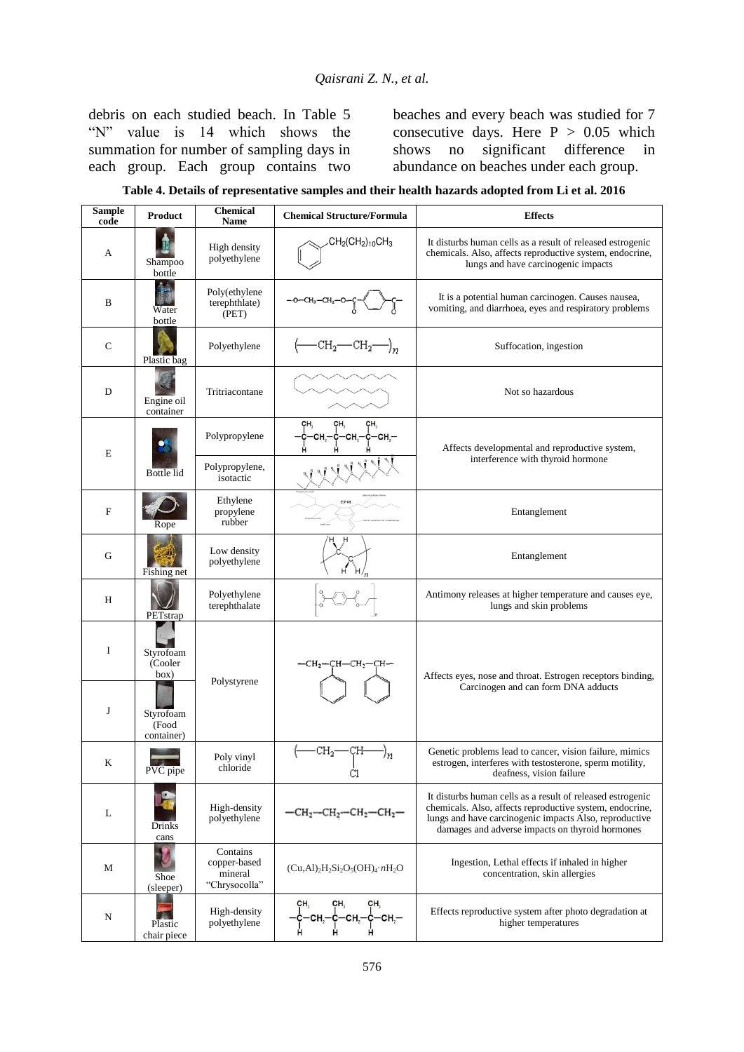debris on each studied beach. In Table 5 "N" value is 14 which shows the summation for number of sampling days in each group. Each group contains two beaches and every beach was studied for 7 consecutive days. Here $P > 0.05$ which shows no significant difference in abundance on beaches under each group.

**Table 4. Details of representative samples and their health hazards adopted from Li et al. 2016**

| Sample code | Product | Chemical Name | Chemical Structure/Formula | Effects |
|---|---|---|---|---|
| A | Shampoo bottle | High density polyethylene | $C_6H_5$–$CH_2(CH_2)_{10}CH_3$ | It disturbs human cells as a result of released estrogenic chemicals. Also, affects reproductive system, endocrine, lungs and have carcinogenic impacts |
| B | Water bottle | Poly(ethylene terephthlate) (PET) | –O–$CH_2$–$CH_2$–O–C(=O)–$C_6H_4$–C(=O)– | It is a potential human carcinogen. Causes nausea, vomiting, and diarrhoea, eyes and respiratory problems |
| C | Plastic bag | Polyethylene | $(-CH_2-CH_2-)_n$ | Suffocation, ingestion |
| D | Engine oil container | Tritriacontane | | Not so hazardous |
| E | Bottle lid | Polypropylene | –CH($CH_3$)–$CH_2$–CH($CH_3$)–$CH_2$–CH($CH_3$)–$CH_2$– | Affects developmental and reproductive system, interference with thyroid hormone |
| | | Polypropylene, isotactic | | |
| F | Rope | Ethylene propylene rubber | EPM | Entanglement |
| G | Fishing net | Low density polyethylene | $(-CH_2-CH_2-)_n$ | Entanglement |
| H | PETstrap | Polyethylene terephthalate | | Antimony releases at higher temperature and causes eye, lungs and skin problems |
| I | Styrofoam (Cooler box) | Polystyrene | –$CH_2$–CH($C_6H_5$)–$CH_2$–CH($C_6H_5$)– | Affects eyes, nose and throat. Estrogen receptors binding, Carcinogen and can form DNA adducts |
| J | Styrofoam (Food container) | | | |
| K | PVC pipe | Poly vinyl chloride | $(-CH_2-CHCl-)_n$ | Genetic problems lead to cancer, vision failure, mimics estrogen, interferes with testosterone, sperm motility, deafness, vision failure |
| L | Drinks cans | High-density polyethylene | $-CH_2-CH_2-CH_2-CH_2-$ | It disturbs human cells as a result of released estrogenic chemicals. Also, affects reproductive system, endocrine, lungs and have carcinogenic impacts Also, reproductive damages and adverse impacts on thyroid hormones |
| M | Shoe (sleeper) | Contains copper-based mineral "Chrysocolla" | $(Cu,Al)_2H_2Si_2O_5(OH)_4 \cdot nH_2O$ | Ingestion, Lethal effects if inhaled in higher concentration, skin allergies |
| N | Plastic chair piece | High-density polyethylene | –CH($CH_3$)–$CH_2$–CH($CH_3$)–$CH_2$–CH($CH_3$)–$CH_2$– | Effects reproductive system after photo degradation at higher temperatures |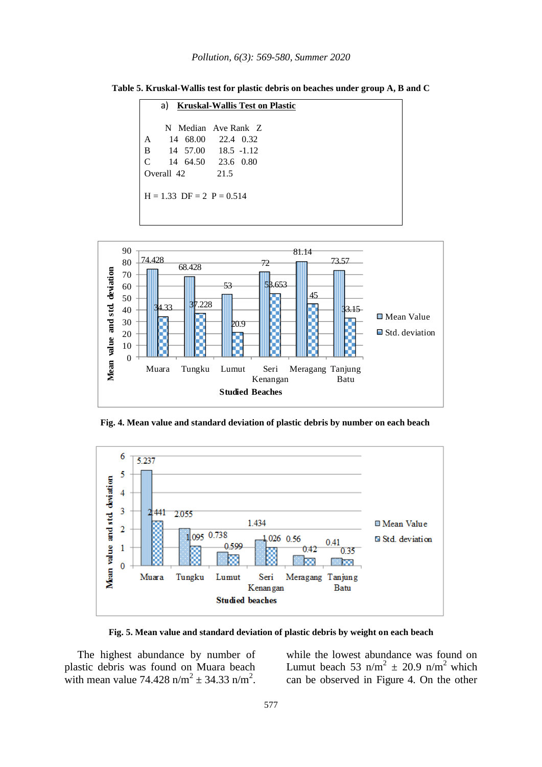**Table 5. Kruskal-Wallis test for plastic debris on beaches under group A, B and C**

a) **Kruskal-Wallis Test on Plastic**

| | N | Median | Ave Rank | Z |
|---|---|---|---|---|
| A | 14 | 68.00 | 22.4 | 0.32 |
| B | 14 | 57.00 | 18.5 | -1.12 |
| C | 14 | 64.50 | 23.6 | 0.80 |
| Overall | 42 | | 21.5 | |

H = 1.33 DF = 2 P = 0.514

| Studied Beaches | Mean Value | Std. deviation |
|---|---|---|
| Muara | 74.428 | 34.33 |
| Tungku | 68.428 | 37.228 |
| Lumut | 53 | 20.9 |
| Seri Kenangan | 72 | 53.653 |
| Meragang | 81.14 | 45 |
| Tanjung Batu | 73.57 | 33.15 |

**Fig. 4. Mean value and standard deviation of plastic debris by number on each beach**

| Studied beaches | Mean Value | Std. deviation |
|---|---|---|
| Muara | 5.237 | 2.441 |
| Tungku | 2.055 | 1.095 |
| Lumut | 0.738 | 0.599 |
| Seri Kenangan | 1.434 | 1.026 |
| Meragang | 0.56 | 0.42 |
| Tanjung Batu | 0.41 | 0.35 |

**Fig. 5. Mean value and standard deviation of plastic debris by weight on each beach**

The highest abundance by number of plastic debris was found on Muara beach with mean value 74.428 n/m$^2$ ± 34.33 n/m$^2$. while the lowest abundance was found on Lumut beach 53 n/m$^2$ ± 20.9 n/m$^2$ which can be observed in Figure 4. On the other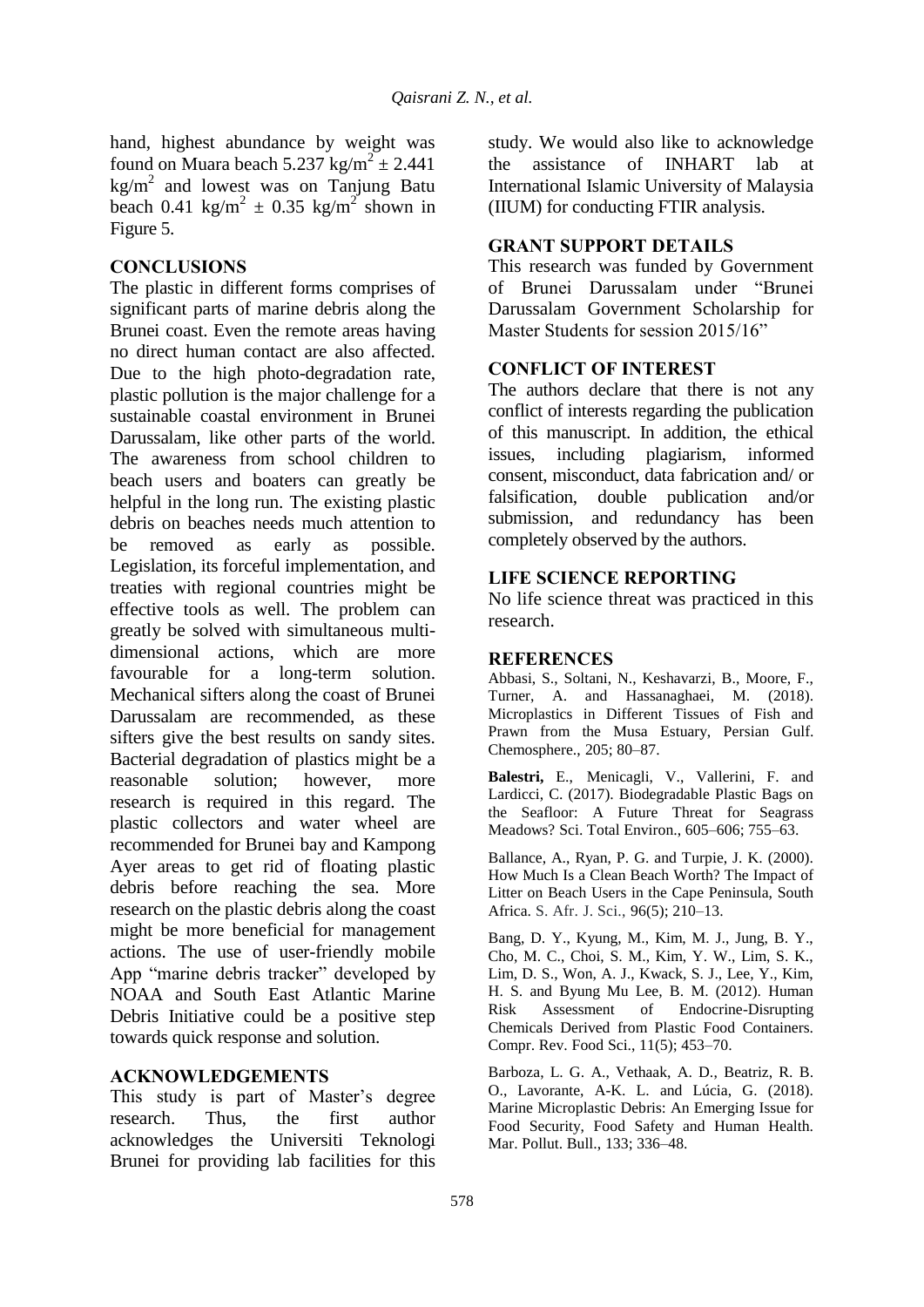hand, highest abundance by weight was found on Muara beach 5.237 $kg/m^2 \pm 2.441$ $kg/m^2$ and lowest was on Tanjung Batu beach 0.41 $kg/m^2 \pm 0.35$ $kg/m^2$ shown in Figure 5.

## CONCLUSIONS

The plastic in different forms comprises of significant parts of marine debris along the Brunei coast. Even the remote areas having no direct human contact are also affected. Due to the high photo-degradation rate, plastic pollution is the major challenge for a sustainable coastal environment in Brunei Darussalam, like other parts of the world. The awareness from school children to beach users and boaters can greatly be helpful in the long run. The existing plastic debris on beaches needs much attention to be removed as early as possible. Legislation, its forceful implementation, and treaties with regional countries might be effective tools as well. The problem can greatly be solved with simultaneous multi-dimensional actions, which are more favourable for a long-term solution. Mechanical sifters along the coast of Brunei Darussalam are recommended, as these sifters give the best results on sandy sites. Bacterial degradation of plastics might be a reasonable solution; however, more research is required in this regard. The plastic collectors and water wheel are recommended for Brunei bay and Kampong Ayer areas to get rid of floating plastic debris before reaching the sea. More research on the plastic debris along the coast might be more beneficial for management actions. The use of user-friendly mobile App "marine debris tracker" developed by NOAA and South East Atlantic Marine Debris Initiative could be a positive step towards quick response and solution.

## ACKNOWLEDGEMENTS

This study is part of Master's degree research. Thus, the first author acknowledges the Universiti Teknologi Brunei for providing lab facilities for this study. We would also like to acknowledge the assistance of INHART lab at International Islamic University of Malaysia (IIUM) for conducting FTIR analysis.

## GRANT SUPPORT DETAILS

This research was funded by Government of Brunei Darussalam under "Brunei Darussalam Government Scholarship for Master Students for session 2015/16"

## CONFLICT OF INTEREST

The authors declare that there is not any conflict of interests regarding the publication of this manuscript. In addition, the ethical issues, including plagiarism, informed consent, misconduct, data fabrication and/ or falsification, double publication and/or submission, and redundancy has been completely observed by the authors.

## LIFE SCIENCE REPORTING

No life science threat was practiced in this research.

## REFERENCES

Abbasi, S., Soltani, N., Keshavarzi, B., Moore, F., Turner, A. and Hassanaghaei, M. (2018). Microplastics in Different Tissues of Fish and Prawn from the Musa Estuary, Persian Gulf. Chemosphere., 205; 80–87.

**Balestri,** E., Menicagli, V., Vallerini, F. and Lardicci, C. (2017). Biodegradable Plastic Bags on the Seafloor: A Future Threat for Seagrass Meadows? Sci. Total Environ., 605–606; 755–63.

Ballance, A., Ryan, P. G. and Turpie, J. K. (2000). How Much Is a Clean Beach Worth? The Impact of Litter on Beach Users in the Cape Peninsula, South Africa. S. Afr. J. Sci., 96(5); 210–13.

Bang, D. Y., Kyung, M., Kim, M. J., Jung, B. Y., Cho, M. C., Choi, S. M., Kim, Y. W., Lim, S. K., Lim, D. S., Won, A. J., Kwack, S. J., Lee, Y., Kim, H. S. and Byung Mu Lee, B. M. (2012). Human Risk Assessment of Endocrine-Disrupting Chemicals Derived from Plastic Food Containers. Compr. Rev. Food Sci., 11(5); 453–70.

Barboza, L. G. A., Vethaak, A. D., Beatriz, R. B. O., Lavorante, A-K. L. and Lúcia, G. (2018). Marine Microplastic Debris: An Emerging Issue for Food Security, Food Safety and Human Health. Mar. Pollut. Bull., 133; 336–48.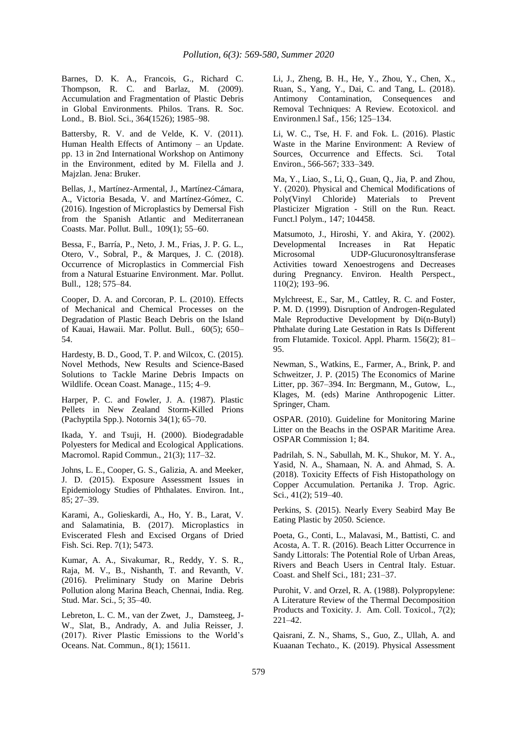Barnes, D. K. A., Francois, G., Richard C. Thompson, R. C. and Barlaz, M. (2009). Accumulation and Fragmentation of Plastic Debris in Global Environments. Philos. Trans. R. Soc. Lond., B. Biol. Sci., 364(1526); 1985–98.

Battersby, R. V. and de Velde, K. V. (2011). Human Health Effects of Antimony – an Update. pp. 13 in 2nd International Workshop on Antimony in the Environment, edited by M. Filella and J. Majzlan. Jena: Bruker.

Bellas, J., Martínez-Armental, J., Martínez-Cámara, A., Victoria Besada, V. and Martínez-Gómez, C. (2016). Ingestion of Microplastics by Demersal Fish from the Spanish Atlantic and Mediterranean Coasts. Mar. Pollut. Bull., 109(1); 55–60.

Bessa, F., Barría, P., Neto, J. M., Frias, J. P. G. L., Otero, V., Sobral, P., & Marques, J. C. (2018). Occurrence of Microplastics in Commercial Fish from a Natural Estuarine Environment. Mar. Pollut. Bull., 128; 575–84.

Cooper, D. A. and Corcoran, P. L. (2010). Effects of Mechanical and Chemical Processes on the Degradation of Plastic Beach Debris on the Island of Kauai, Hawaii. Mar. Pollut. Bull., 60(5); 650–54.

Hardesty, B. D., Good, T. P. and Wilcox, C. (2015). Novel Methods, New Results and Science-Based Solutions to Tackle Marine Debris Impacts on Wildlife. Ocean Coast. Manage., 115; 4–9.

Harper, P. C. and Fowler, J. A. (1987). Plastic Pellets in New Zealand Storm-Killed Prions (Pachyptila Spp.). Notornis 34(1); 65–70.

Ikada, Y. and Tsuji, H. (2000). Biodegradable Polyesters for Medical and Ecological Applications. Macromol. Rapid Commun., 21(3); 117–32.

Johns, L. E., Cooper, G. S., Galizia, A. and Meeker, J. D. (2015). Exposure Assessment Issues in Epidemiology Studies of Phthalates. Environ. Int., 85; 27–39.

Karami, A., Golieskardi, A., Ho, Y. B., Larat, V. and Salamatinia, B. (2017). Microplastics in Eviscerated Flesh and Excised Organs of Dried Fish. Sci. Rep. 7(1); 5473.

Kumar, A. A., Sivakumar, R., Reddy, Y. S. R., Raja, M. V., B., Nishanth, T. and Revanth, V. (2016). Preliminary Study on Marine Debris Pollution along Marina Beach, Chennai, India. Reg. Stud. Mar. Sci., 5; 35–40.

Lebreton, L. C. M., van der Zwet, J., Damsteeg, J-W., Slat, B., Andrady, A. and Julia Reisser, J. (2017). River Plastic Emissions to the World's Oceans. Nat. Commun., 8(1); 15611.

Li, J., Zheng, B. H., He, Y., Zhou, Y., Chen, X., Ruan, S., Yang, Y., Dai, C. and Tang, L. (2018). Antimony Contamination, Consequences and Removal Techniques: A Review. Ecotoxicol. and Environmen.l Saf., 156; 125–134.

Li, W. C., Tse, H. F. and Fok. L. (2016). Plastic Waste in the Marine Environment: A Review of Sources, Occurrence and Effects. Sci. Total Environ., 566-567; 333–349.

Ma, Y., Liao, S., Li, Q., Guan, Q., Jia, P. and Zhou, Y. (2020). Physical and Chemical Modifications of Poly(Vinyl Chloride) Materials to Prevent Plasticizer Migration - Still on the Run. React. Funct.l Polym., 147; 104458.

Matsumoto, J., Hiroshi, Y. and Akira, Y. (2002). Developmental Increases in Rat Hepatic Microsomal UDP-Glucuronosyltransferase Activities toward Xenoestrogens and Decreases during Pregnancy. Environ. Health Perspect., 110(2); 193–96.

Mylchreest, E., Sar, M., Cattley, R. C. and Foster, P. M. D. (1999). Disruption of Androgen-Regulated Male Reproductive Development by Di(n-Butyl) Phthalate during Late Gestation in Rats Is Different from Flutamide. Toxicol. Appl. Pharm. 156(2); 81–95.

Newman, S., Watkins, E., Farmer, A., Brink, P. and Schweitzer, J. P. (2015) The Economics of Marine Litter, pp. 367–394. In: Bergmann, M., Gutow, L., Klages, M. (eds) Marine Anthropogenic Litter. Springer, Cham.

OSPAR. (2010). Guideline for Monitoring Marine Litter on the Beachs in the OSPAR Maritime Area. OSPAR Commission 1; 84.

Padrilah, S. N., Sabullah, M. K., Shukor, M. Y. A., Yasid, N. A., Shamaan, N. A. and Ahmad, S. A. (2018). Toxicity Effects of Fish Histopathology on Copper Accumulation. Pertanika J. Trop. Agric. Sci., 41(2); 519–40.

Perkins, S. (2015). Nearly Every Seabird May Be Eating Plastic by 2050. Science.

Poeta, G., Conti, L., Malavasi, M., Battisti, C. and Acosta, A. T. R. (2016). Beach Litter Occurrence in Sandy Littorals: The Potential Role of Urban Areas, Rivers and Beach Users in Central Italy. Estuar. Coast. and Shelf Sci., 181; 231–37.

Purohit, V. and Orzel, R. A. (1988). Polypropylene: A Literature Review of the Thermal Decomposition Products and Toxicity. J. Am. Coll. Toxicol., 7(2); 221–42.

Qaisrani, Z. N., Shams, S., Guo, Z., Ullah, A. and Kuaanan Techato., K. (2019). Physical Assessment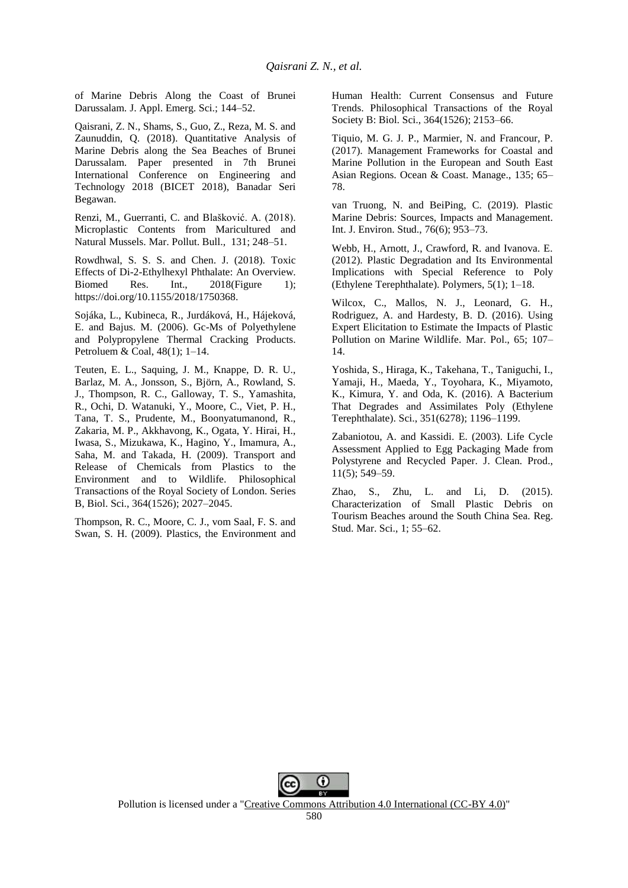of Marine Debris Along the Coast of Brunei Darussalam. J. Appl. Emerg. Sci.; 144–52.

Qaisrani, Z. N., Shams, S., Guo, Z., Reza, M. S. and Zaunuddin, Q. (2018). Quantitative Analysis of Marine Debris along the Sea Beaches of Brunei Darussalam. Paper presented in 7th Brunei International Conference on Engineering and Technology 2018 (BICET 2018), Banadar Seri Begawan.

Renzi, M., Guerranti, C. and Blašković. A. (2018). Microplastic Contents from Maricultured and Natural Mussels. Mar. Pollut. Bull., 131; 248–51.

Rowdhwal, S. S. S. and Chen. J. (2018). Toxic Effects of Di-2-Ethylhexyl Phthalate: An Overview. Biomed Res. Int., 2018(Figure 1); https://doi.org/10.1155/2018/1750368.

Sojáka, L., Kubineca, R., Jurdáková, H., Hájeková, E. and Bajus. M. (2006). Gc-Ms of Polyethylene and Polypropylene Thermal Cracking Products. Petroluem & Coal, 48(1); 1–14.

Teuten, E. L., Saquing, J. M., Knappe, D. R. U., Barlaz, M. A., Jonsson, S., Björn, A., Rowland, S. J., Thompson, R. C., Galloway, T. S., Yamashita, R., Ochi, D. Watanuki, Y., Moore, C., Viet, P. H., Tana, T. S., Prudente, M., Boonyatumanond, R., Zakaria, M. P., Akkhavong, K., Ogata, Y. Hirai, H., Iwasa, S., Mizukawa, K., Hagino, Y., Imamura, A., Saha, M. and Takada, H. (2009). Transport and Release of Chemicals from Plastics to the Environment and to Wildlife. Philosophical Transactions of the Royal Society of London. Series B, Biol. Sci., 364(1526); 2027–2045.

Thompson, R. C., Moore, C. J., vom Saal, F. S. and Swan, S. H. (2009). Plastics, the Environment and Human Health: Current Consensus and Future Trends. Philosophical Transactions of the Royal Society B: Biol. Sci., 364(1526); 2153–66.

Tiquio, M. G. J. P., Marmier, N. and Francour, P. (2017). Management Frameworks for Coastal and Marine Pollution in the European and South East Asian Regions. Ocean & Coast. Manage., 135; 65–78.

van Truong, N. and BeiPing, C. (2019). Plastic Marine Debris: Sources, Impacts and Management. Int. J. Environ. Stud., 76(6); 953–73.

Webb, H., Arnott, J., Crawford, R. and Ivanova. E. (2012). Plastic Degradation and Its Environmental Implications with Special Reference to Poly (Ethylene Terephthalate). Polymers, 5(1); 1–18.

Wilcox, C., Mallos, N. J., Leonard, G. H., Rodriguez, A. and Hardesty, B. D. (2016). Using Expert Elicitation to Estimate the Impacts of Plastic Pollution on Marine Wildlife. Mar. Pol., 65; 107–14.

Yoshida, S., Hiraga, K., Takehana, T., Taniguchi, I., Yamaji, H., Maeda, Y., Toyohara, K., Miyamoto, K., Kimura, Y. and Oda, K. (2016). A Bacterium That Degrades and Assimilates Poly (Ethylene Terephthalate). Sci., 351(6278); 1196–1199.

Zabaniotou, A. and Kassidi. E. (2003). Life Cycle Assessment Applied to Egg Packaging Made from Polystyrene and Recycled Paper. J. Clean. Prod., 11(5); 549–59.

Zhao, S., Zhu, L. and Li, D. (2015). Characterization of Small Plastic Debris on Tourism Beaches around the South China Sea. Reg. Stud. Mar. Sci., 1; 55–62.

Pollution is licensed under a "Creative Commons Attribution 4.0 International (CC-BY 4.0)"